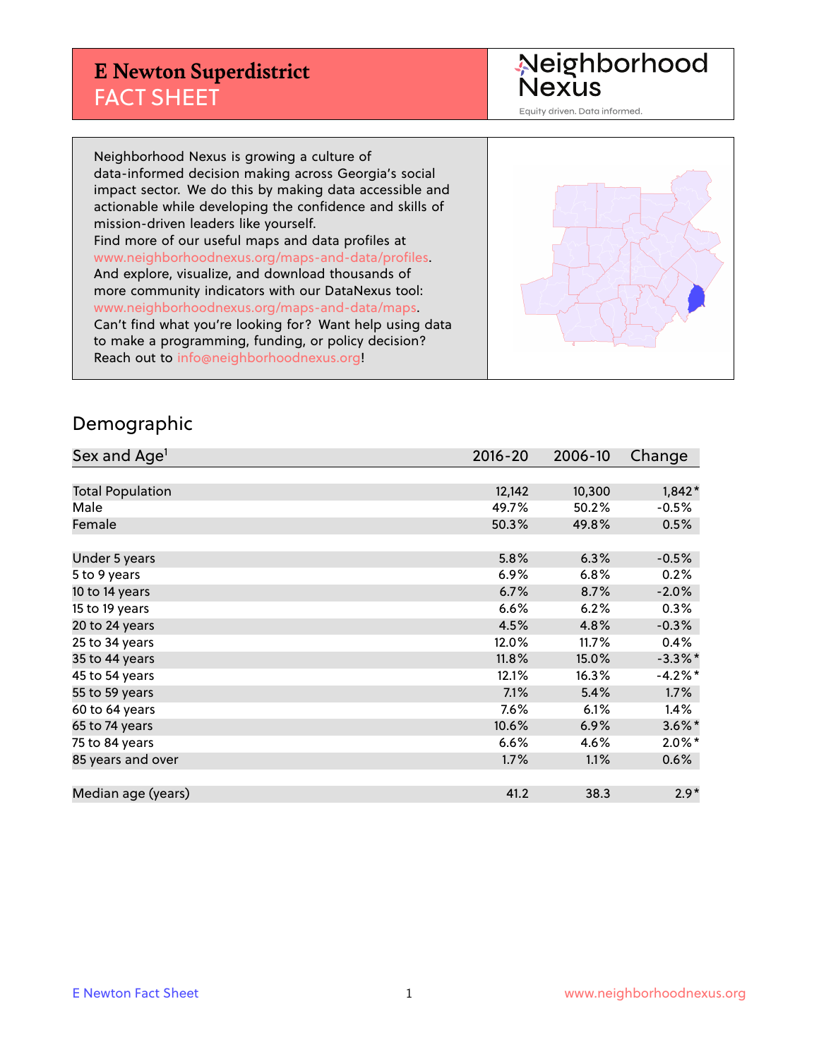# E Newton Superdistrict
## FACT SHEET

Neighborhood Nexus
Equity driven. Data informed.

Neighborhood Nexus is growing a culture of data-informed decision making across Georgia's social impact sector. We do this by making data accessible and actionable while developing the confidence and skills of mission-driven leaders like yourself.
Find more of our useful maps and data profiles at www.neighborhoodnexus.org/maps-and-data/profiles.
And explore, visualize, and download thousands of more community indicators with our DataNexus tool: www.neighborhoodnexus.org/maps-and-data/maps.
Can't find what you're looking for? Want help using data to make a programming, funding, or policy decision? Reach out to info@neighborhoodnexus.org!

## Demographic

| Sex and Age[1] | 2016-20 | 2006-10 | Change |
|---|---|---|---|
| Total Population | 12,142 | 10,300 | 1,842* |
| Male | 49.7% | 50.2% | -0.5% |
| Female | 50.3% | 49.8% | 0.5% |
| | | | |
| Under 5 years | 5.8% | 6.3% | -0.5% |
| 5 to 9 years | 6.9% | 6.8% | 0.2% |
| 10 to 14 years | 6.7% | 8.7% | -2.0% |
| 15 to 19 years | 6.6% | 6.2% | 0.3% |
| 20 to 24 years | 4.5% | 4.8% | -0.3% |
| 25 to 34 years | 12.0% | 11.7% | 0.4% |
| 35 to 44 years | 11.8% | 15.0% | -3.3%* |
| 45 to 54 years | 12.1% | 16.3% | -4.2%* |
| 55 to 59 years | 7.1% | 5.4% | 1.7% |
| 60 to 64 years | 7.6% | 6.1% | 1.4% |
| 65 to 74 years | 10.6% | 6.9% | 3.6%* |
| 75 to 84 years | 6.6% | 4.6% | 2.0%* |
| 85 years and over | 1.7% | 1.1% | 0.6% |
| | | | |
| Median age (years) | 41.2 | 38.3 | 2.9* |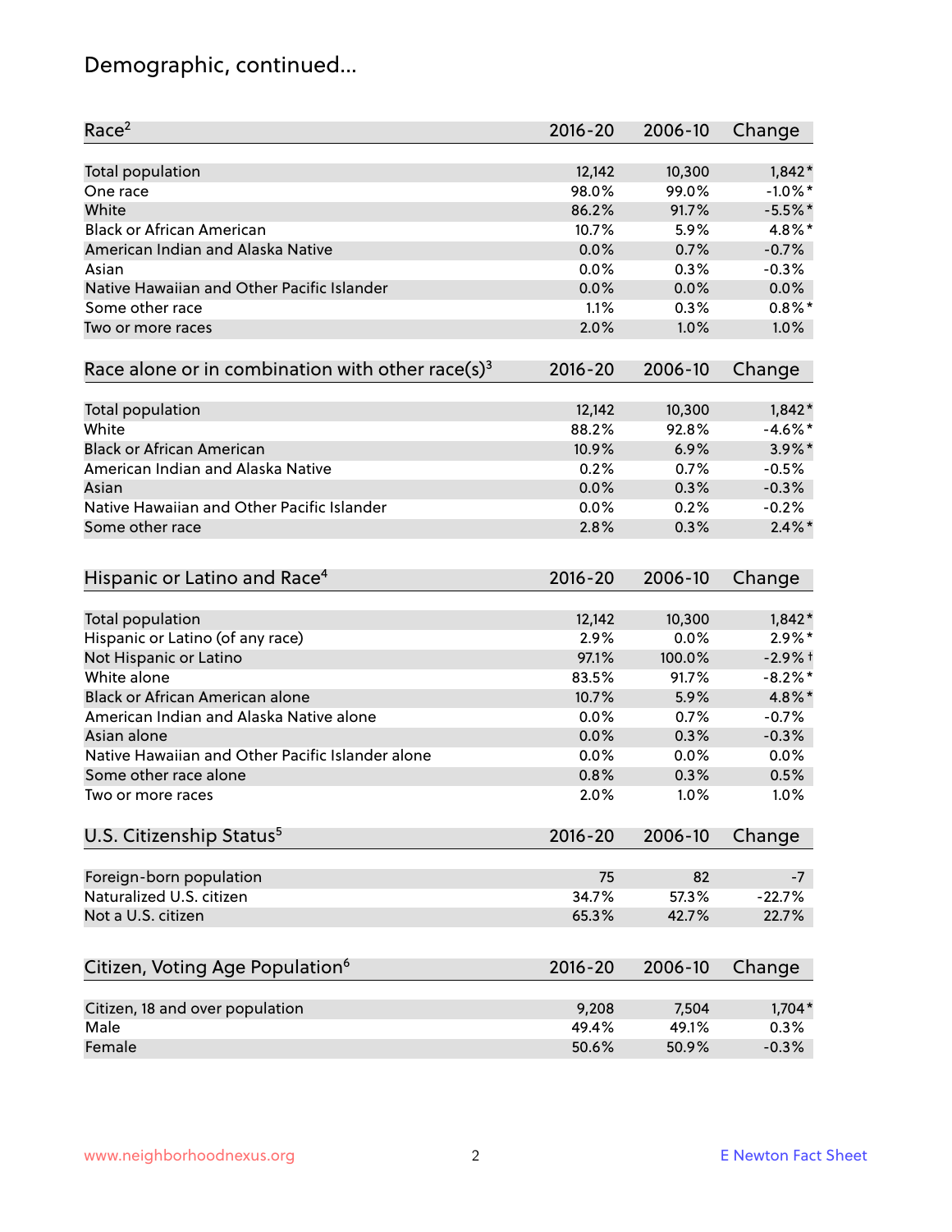# Demographic, continued...

| Race[2] | 2016-20 | 2006-10 | Change |
|---|---|---|---|
| Total population | 12,142 | 10,300 | 1,842* |
| One race | 98.0% | 99.0% | -1.0%* |
| White | 86.2% | 91.7% | -5.5%* |
| Black or African American | 10.7% | 5.9% | 4.8%* |
| American Indian and Alaska Native | 0.0% | 0.7% | -0.7% |
| Asian | 0.0% | 0.3% | -0.3% |
| Native Hawaiian and Other Pacific Islander | 0.0% | 0.0% | 0.0% |
| Some other race | 1.1% | 0.3% | 0.8%* |
| Two or more races | 2.0% | 1.0% | 1.0% |

| Race alone or in combination with other race(s)[3] | 2016-20 | 2006-10 | Change |
|---|---|---|---|
| Total population | 12,142 | 10,300 | 1,842* |
| White | 88.2% | 92.8% | -4.6%* |
| Black or African American | 10.9% | 6.9% | 3.9%* |
| American Indian and Alaska Native | 0.2% | 0.7% | -0.5% |
| Asian | 0.0% | 0.3% | -0.3% |
| Native Hawaiian and Other Pacific Islander | 0.0% | 0.2% | -0.2% |
| Some other race | 2.8% | 0.3% | 2.4%* |

| Hispanic or Latino and Race[4] | 2016-20 | 2006-10 | Change |
|---|---|---|---|
| Total population | 12,142 | 10,300 | 1,842* |
| Hispanic or Latino (of any race) | 2.9% | 0.0% | 2.9%* |
| Not Hispanic or Latino | 97.1% | 100.0% | -2.9%† |
| White alone | 83.5% | 91.7% | -8.2%* |
| Black or African American alone | 10.7% | 5.9% | 4.8%* |
| American Indian and Alaska Native alone | 0.0% | 0.7% | -0.7% |
| Asian alone | 0.0% | 0.3% | -0.3% |
| Native Hawaiian and Other Pacific Islander alone | 0.0% | 0.0% | 0.0% |
| Some other race alone | 0.8% | 0.3% | 0.5% |
| Two or more races | 2.0% | 1.0% | 1.0% |

| U.S. Citizenship Status[5] | 2016-20 | 2006-10 | Change |
|---|---|---|---|
| Foreign-born population | 75 | 82 | -7 |
| Naturalized U.S. citizen | 34.7% | 57.3% | -22.7% |
| Not a U.S. citizen | 65.3% | 42.7% | 22.7% |

| Citizen, Voting Age Population[6] | 2016-20 | 2006-10 | Change |
|---|---|---|---|
| Citizen, 18 and over population | 9,208 | 7,504 | 1,704* |
| Male | 49.4% | 49.1% | 0.3% |
| Female | 50.6% | 50.9% | -0.3% |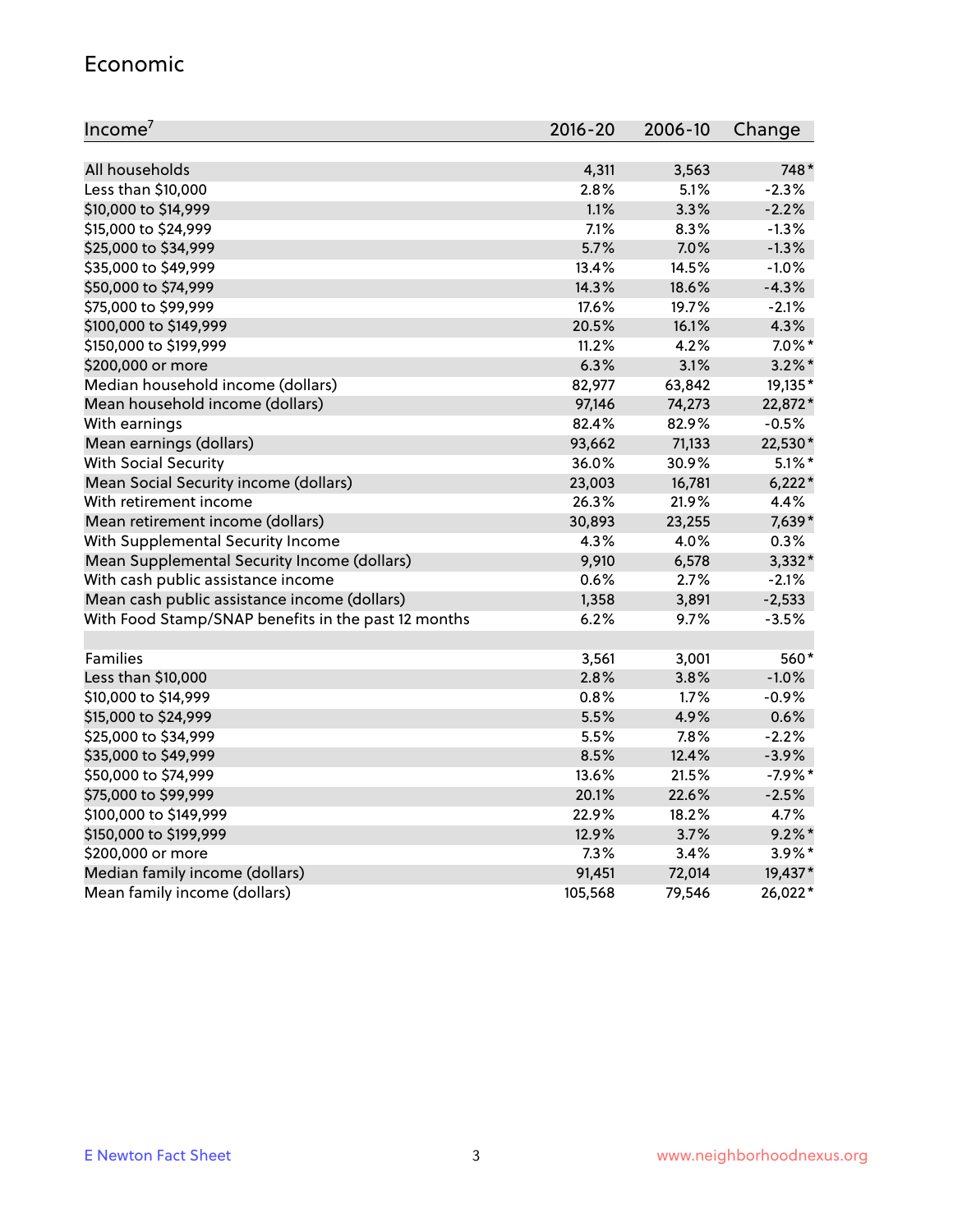## Economic

| Income[7] | 2016-20 | 2006-10 | Change |
|---|---|---|---|
| All households | 4,311 | 3,563 | 748* |
| Less than $10,000 | 2.8% | 5.1% | -2.3% |
| $10,000 to $14,999 | 1.1% | 3.3% | -2.2% |
| $15,000 to $24,999 | 7.1% | 8.3% | -1.3% |
| $25,000 to $34,999 | 5.7% | 7.0% | -1.3% |
| $35,000 to $49,999 | 13.4% | 14.5% | -1.0% |
| $50,000 to $74,999 | 14.3% | 18.6% | -4.3% |
| $75,000 to $99,999 | 17.6% | 19.7% | -2.1% |
| $100,000 to $149,999 | 20.5% | 16.1% | 4.3% |
| $150,000 to $199,999 | 11.2% | 4.2% | 7.0%* |
| $200,000 or more | 6.3% | 3.1% | 3.2%* |
| Median household income (dollars) | 82,977 | 63,842 | 19,135* |
| Mean household income (dollars) | 97,146 | 74,273 | 22,872* |
| With earnings | 82.4% | 82.9% | -0.5% |
| Mean earnings (dollars) | 93,662 | 71,133 | 22,530* |
| With Social Security | 36.0% | 30.9% | 5.1%* |
| Mean Social Security income (dollars) | 23,003 | 16,781 | 6,222* |
| With retirement income | 26.3% | 21.9% | 4.4% |
| Mean retirement income (dollars) | 30,893 | 23,255 | 7,639* |
| With Supplemental Security Income | 4.3% | 4.0% | 0.3% |
| Mean Supplemental Security Income (dollars) | 9,910 | 6,578 | 3,332* |
| With cash public assistance income | 0.6% | 2.7% | -2.1% |
| Mean cash public assistance income (dollars) | 1,358 | 3,891 | -2,533 |
| With Food Stamp/SNAP benefits in the past 12 months | 6.2% | 9.7% | -3.5% |
| | | | |
| Families | 3,561 | 3,001 | 560* |
| Less than $10,000 | 2.8% | 3.8% | -1.0% |
| $10,000 to $14,999 | 0.8% | 1.7% | -0.9% |
| $15,000 to $24,999 | 5.5% | 4.9% | 0.6% |
| $25,000 to $34,999 | 5.5% | 7.8% | -2.2% |
| $35,000 to $49,999 | 8.5% | 12.4% | -3.9% |
| $50,000 to $74,999 | 13.6% | 21.5% | -7.9%* |
| $75,000 to $99,999 | 20.1% | 22.6% | -2.5% |
| $100,000 to $149,999 | 22.9% | 18.2% | 4.7% |
| $150,000 to $199,999 | 12.9% | 3.7% | 9.2%* |
| $200,000 or more | 7.3% | 3.4% | 3.9%* |
| Median family income (dollars) | 91,451 | 72,014 | 19,437* |
| Mean family income (dollars) | 105,568 | 79,546 | 26,022* |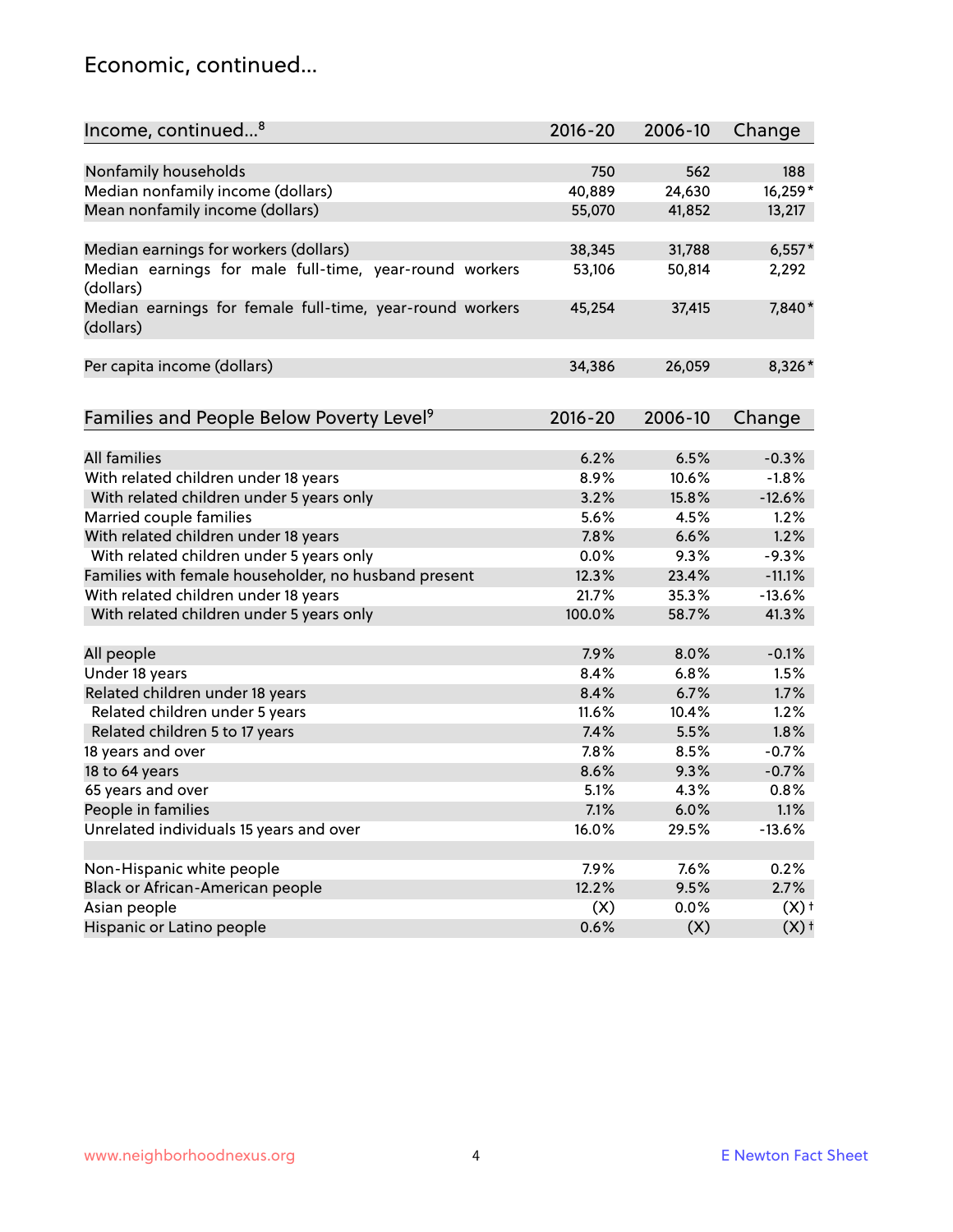# Economic, continued...

| Income, continued...[8] | 2016-20 | 2006-10 | Change |
|---|---|---|---|
| Nonfamily households | 750 | 562 | 188 |
| Median nonfamily income (dollars) | 40,889 | 24,630 | 16,259* |
| Mean nonfamily income (dollars) | 55,070 | 41,852 | 13,217 |
| Median earnings for workers (dollars) | 38,345 | 31,788 | 6,557* |
| Median earnings for male full-time, year-round workers (dollars) | 53,106 | 50,814 | 2,292 |
| Median earnings for female full-time, year-round workers (dollars) | 45,254 | 37,415 | 7,840* |
| Per capita income (dollars) | 34,386 | 26,059 | 8,326* |

| Families and People Below Poverty Level[9] | 2016-20 | 2006-10 | Change |
|---|---|---|---|
| All families | 6.2% | 6.5% | -0.3% |
| With related children under 18 years | 8.9% | 10.6% | -1.8% |
| With related children under 5 years only | 3.2% | 15.8% | -12.6% |
| Married couple families | 5.6% | 4.5% | 1.2% |
| With related children under 18 years | 7.8% | 6.6% | 1.2% |
| With related children under 5 years only | 0.0% | 9.3% | -9.3% |
| Families with female householder, no husband present | 12.3% | 23.4% | -11.1% |
| With related children under 18 years | 21.7% | 35.3% | -13.6% |
| With related children under 5 years only | 100.0% | 58.7% | 41.3% |
| All people | 7.9% | 8.0% | -0.1% |
| Under 18 years | 8.4% | 6.8% | 1.5% |
| Related children under 18 years | 8.4% | 6.7% | 1.7% |
| Related children under 5 years | 11.6% | 10.4% | 1.2% |
| Related children 5 to 17 years | 7.4% | 5.5% | 1.8% |
| 18 years and over | 7.8% | 8.5% | -0.7% |
| 18 to 64 years | 8.6% | 9.3% | -0.7% |
| 65 years and over | 5.1% | 4.3% | 0.8% |
| People in families | 7.1% | 6.0% | 1.1% |
| Unrelated individuals 15 years and over | 16.0% | 29.5% | -13.6% |
| Non-Hispanic white people | 7.9% | 7.6% | 0.2% |
| Black or African-American people | 12.2% | 9.5% | 2.7% |
| Asian people | (X) | 0.0% | (X)† |
| Hispanic or Latino people | 0.6% | (X) | (X)† |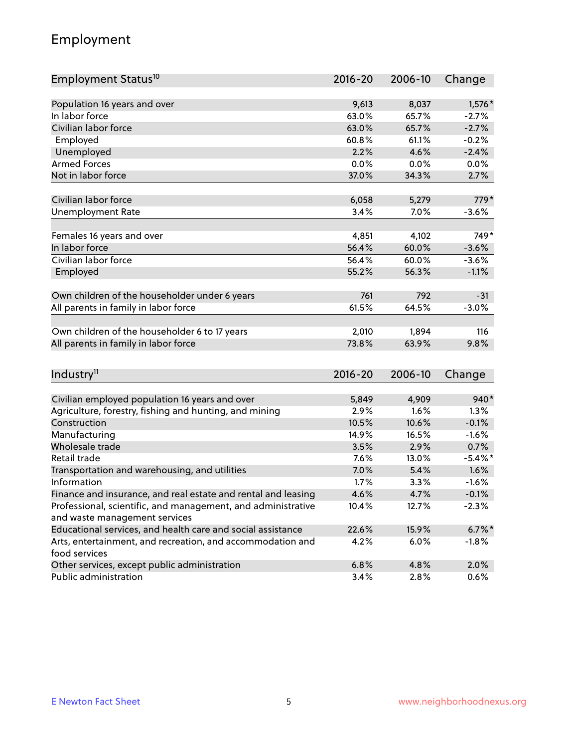# Employment

| Employment Status[10] | 2016-20 | 2006-10 | Change |
|---|---|---|---|
| Population 16 years and over | 9,613 | 8,037 | 1,576* |
| In labor force | 63.0% | 65.7% | -2.7% |
| Civilian labor force | 63.0% | 65.7% | -2.7% |
| Employed | 60.8% | 61.1% | -0.2% |
| Unemployed | 2.2% | 4.6% | -2.4% |
| Armed Forces | 0.0% | 0.0% | 0.0% |
| Not in labor force | 37.0% | 34.3% | 2.7% |
| | | | |
| Civilian labor force | 6,058 | 5,279 | 779* |
| Unemployment Rate | 3.4% | 7.0% | -3.6% |
| | | | |
| Females 16 years and over | 4,851 | 4,102 | 749* |
| In labor force | 56.4% | 60.0% | -3.6% |
| Civilian labor force | 56.4% | 60.0% | -3.6% |
| Employed | 55.2% | 56.3% | -1.1% |
| | | | |
| Own children of the householder under 6 years | 761 | 792 | -31 |
| All parents in family in labor force | 61.5% | 64.5% | -3.0% |
| | | | |
| Own children of the householder 6 to 17 years | 2,010 | 1,894 | 116 |
| All parents in family in labor force | 73.8% | 63.9% | 9.8% |

| Industry[11] | 2016-20 | 2006-10 | Change |
|---|---|---|---|
| Civilian employed population 16 years and over | 5,849 | 4,909 | 940* |
| Agriculture, forestry, fishing and hunting, and mining | 2.9% | 1.6% | 1.3% |
| Construction | 10.5% | 10.6% | -0.1% |
| Manufacturing | 14.9% | 16.5% | -1.6% |
| Wholesale trade | 3.5% | 2.9% | 0.7% |
| Retail trade | 7.6% | 13.0% | -5.4%* |
| Transportation and warehousing, and utilities | 7.0% | 5.4% | 1.6% |
| Information | 1.7% | 3.3% | -1.6% |
| Finance and insurance, and real estate and rental and leasing | 4.6% | 4.7% | -0.1% |
| Professional, scientific, and management, and administrative and waste management services | 10.4% | 12.7% | -2.3% |
| Educational services, and health care and social assistance | 22.6% | 15.9% | 6.7%* |
| Arts, entertainment, and recreation, and accommodation and food services | 4.2% | 6.0% | -1.8% |
| Other services, except public administration | 6.8% | 4.8% | 2.0% |
| Public administration | 3.4% | 2.8% | 0.6% |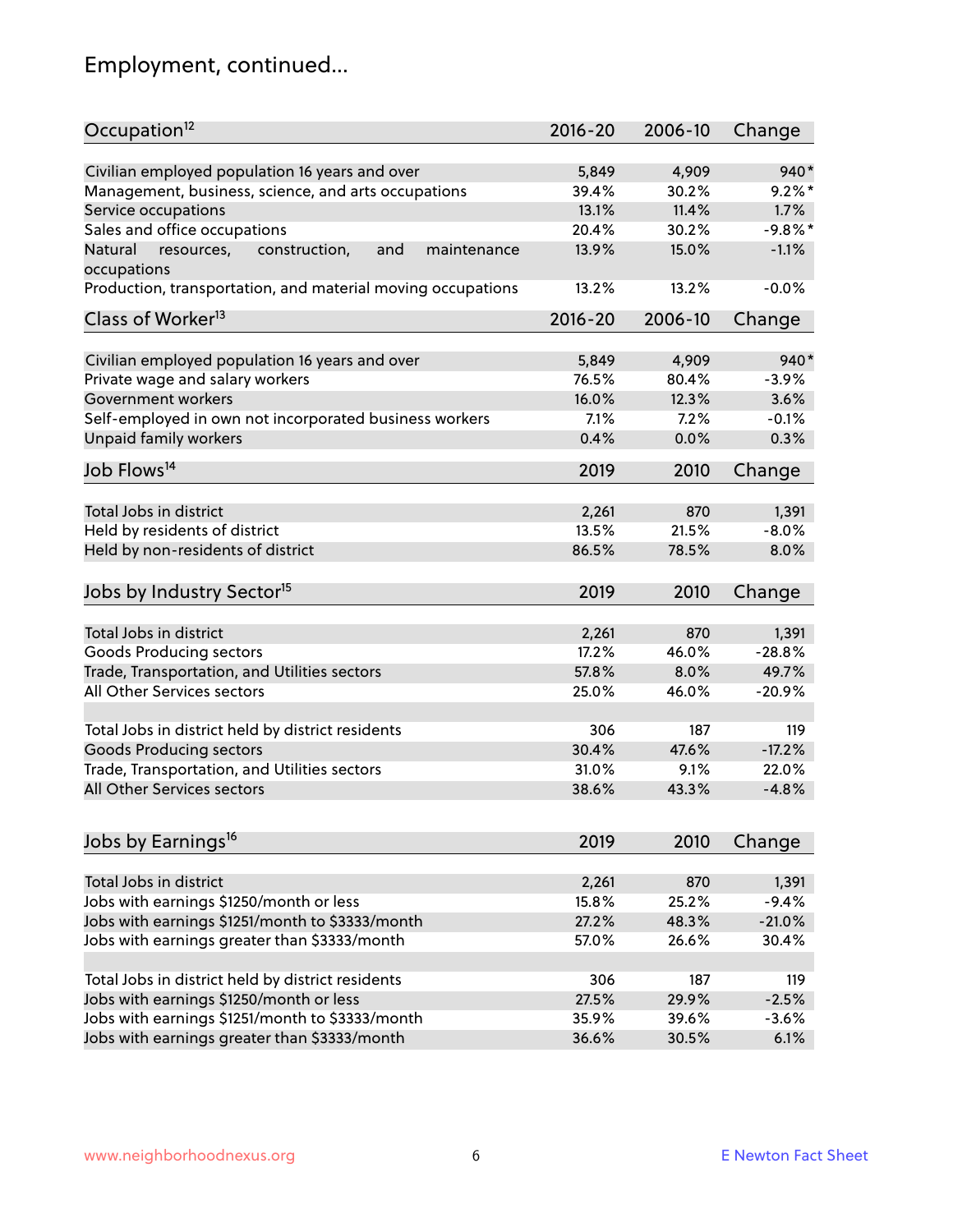# Employment, continued...

| Occupation[12] | 2016-20 | 2006-10 | Change |
|---|---|---|---|
| Civilian employed population 16 years and over | 5,849 | 4,909 | 940* |
| Management, business, science, and arts occupations | 39.4% | 30.2% | 9.2%* |
| Service occupations | 13.1% | 11.4% | 1.7% |
| Sales and office occupations | 20.4% | 30.2% | -9.8%* |
| Natural resources, construction, and maintenance occupations | 13.9% | 15.0% | -1.1% |
| Production, transportation, and material moving occupations | 13.2% | 13.2% | -0.0% |

| Class of Worker[13] | 2016-20 | 2006-10 | Change |
|---|---|---|---|
| Civilian employed population 16 years and over | 5,849 | 4,909 | 940* |
| Private wage and salary workers | 76.5% | 80.4% | -3.9% |
| Government workers | 16.0% | 12.3% | 3.6% |
| Self-employed in own not incorporated business workers | 7.1% | 7.2% | -0.1% |
| Unpaid family workers | 0.4% | 0.0% | 0.3% |

| Job Flows[14] | 2019 | 2010 | Change |
|---|---|---|---|
| Total Jobs in district | 2,261 | 870 | 1,391 |
| Held by residents of district | 13.5% | 21.5% | -8.0% |
| Held by non-residents of district | 86.5% | 78.5% | 8.0% |

| Jobs by Industry Sector[15] | 2019 | 2010 | Change |
|---|---|---|---|
| Total Jobs in district | 2,261 | 870 | 1,391 |
| Goods Producing sectors | 17.2% | 46.0% | -28.8% |
| Trade, Transportation, and Utilities sectors | 57.8% | 8.0% | 49.7% |
| All Other Services sectors | 25.0% | 46.0% | -20.9% |
| | | | |
| Total Jobs in district held by district residents | 306 | 187 | 119 |
| Goods Producing sectors | 30.4% | 47.6% | -17.2% |
| Trade, Transportation, and Utilities sectors | 31.0% | 9.1% | 22.0% |
| All Other Services sectors | 38.6% | 43.3% | -4.8% |

| Jobs by Earnings[16] | 2019 | 2010 | Change |
|---|---|---|---|
| Total Jobs in district | 2,261 | 870 | 1,391 |
| Jobs with earnings $1250/month or less | 15.8% | 25.2% | -9.4% |
| Jobs with earnings $1251/month to $3333/month | 27.2% | 48.3% | -21.0% |
| Jobs with earnings greater than $3333/month | 57.0% | 26.6% | 30.4% |
| | | | |
| Total Jobs in district held by district residents | 306 | 187 | 119 |
| Jobs with earnings $1250/month or less | 27.5% | 29.9% | -2.5% |
| Jobs with earnings $1251/month to $3333/month | 35.9% | 39.6% | -3.6% |
| Jobs with earnings greater than $3333/month | 36.6% | 30.5% | 6.1% |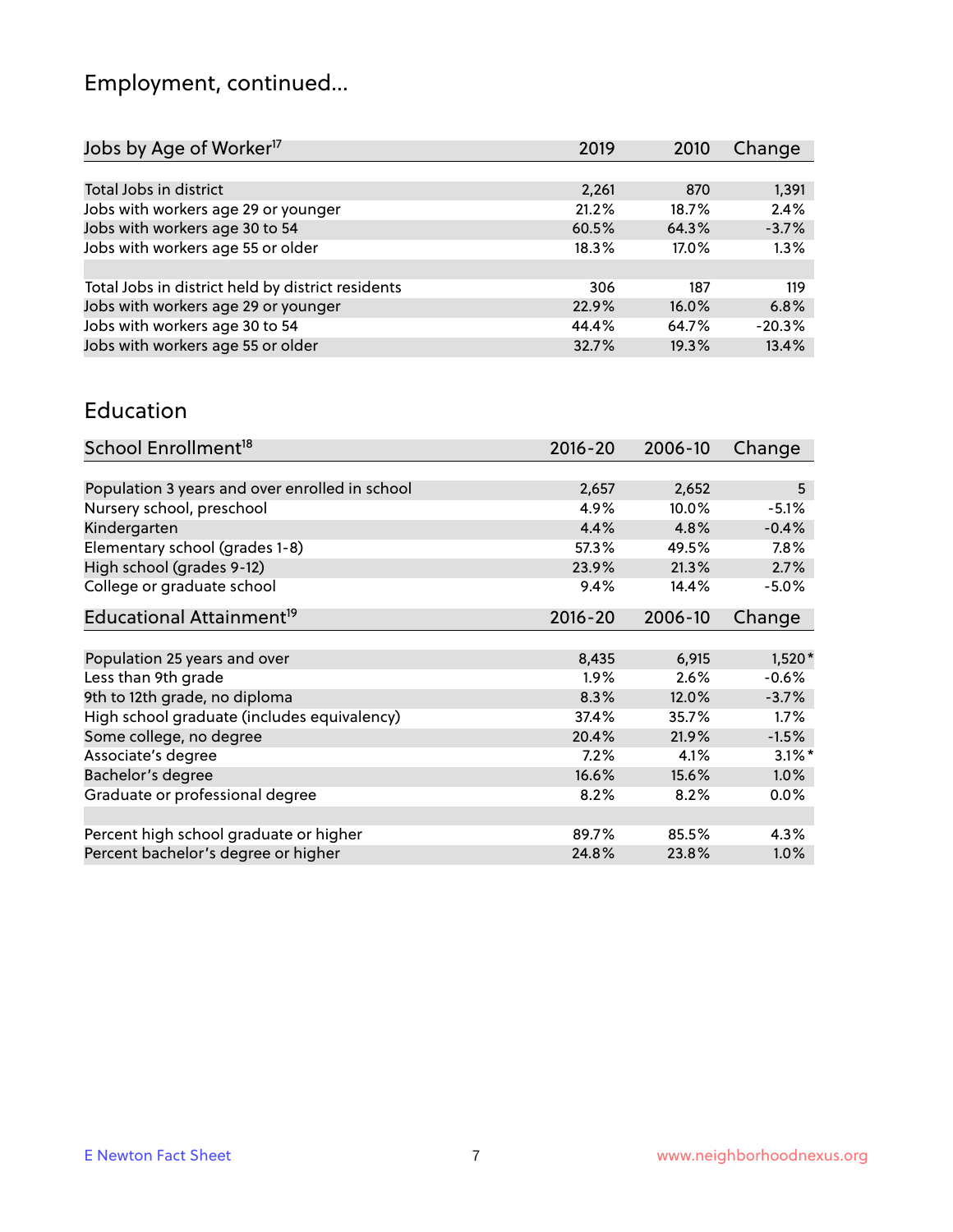# Employment, continued...

| Jobs by Age of Worker[17] | 2019 | 2010 | Change |
|---|---|---|---|
| | | | |
| Total Jobs in district | 2,261 | 870 | 1,391 |
| Jobs with workers age 29 or younger | 21.2% | 18.7% | 2.4% |
| Jobs with workers age 30 to 54 | 60.5% | 64.3% | -3.7% |
| Jobs with workers age 55 or older | 18.3% | 17.0% | 1.3% |
| | | | |
| Total Jobs in district held by district residents | 306 | 187 | 119 |
| Jobs with workers age 29 or younger | 22.9% | 16.0% | 6.8% |
| Jobs with workers age 30 to 54 | 44.4% | 64.7% | -20.3% |
| Jobs with workers age 55 or older | 32.7% | 19.3% | 13.4% |

## Education

| School Enrollment[18] | 2016-20 | 2006-10 | Change |
|---|---|---|---|
| | | | |
| Population 3 years and over enrolled in school | 2,657 | 2,652 | 5 |
| Nursery school, preschool | 4.9% | 10.0% | -5.1% |
| Kindergarten | 4.4% | 4.8% | -0.4% |
| Elementary school (grades 1-8) | 57.3% | 49.5% | 7.8% |
| High school (grades 9-12) | 23.9% | 21.3% | 2.7% |
| College or graduate school | 9.4% | 14.4% | -5.0% |

| Educational Attainment[19] | 2016-20 | 2006-10 | Change |
|---|---|---|---|
| | | | |
| Population 25 years and over | 8,435 | 6,915 | 1,520* |
| Less than 9th grade | 1.9% | 2.6% | -0.6% |
| 9th to 12th grade, no diploma | 8.3% | 12.0% | -3.7% |
| High school graduate (includes equivalency) | 37.4% | 35.7% | 1.7% |
| Some college, no degree | 20.4% | 21.9% | -1.5% |
| Associate's degree | 7.2% | 4.1% | 3.1%* |
| Bachelor's degree | 16.6% | 15.6% | 1.0% |
| Graduate or professional degree | 8.2% | 8.2% | 0.0% |
| | | | |
| Percent high school graduate or higher | 89.7% | 85.5% | 4.3% |
| Percent bachelor's degree or higher | 24.8% | 23.8% | 1.0% |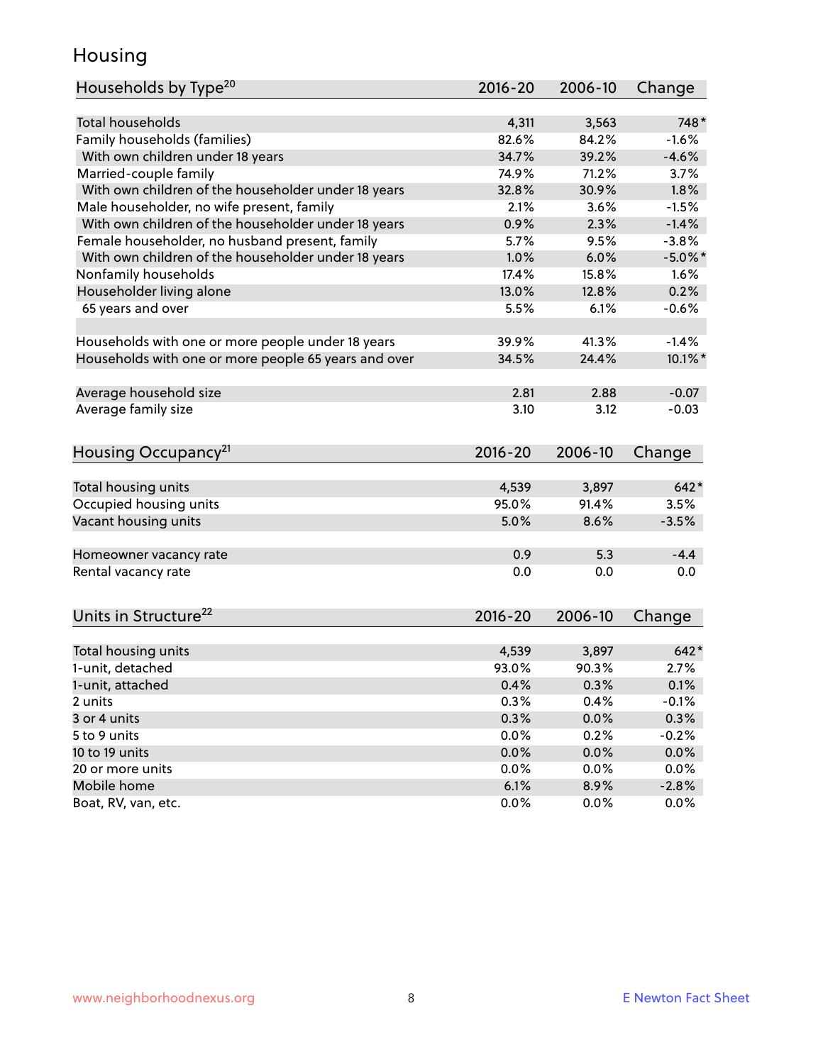## Housing

| Households by Type[20] | 2016-20 | 2006-10 | Change |
|---|---|---|---|
| Total households | 4,311 | 3,563 | 748* |
| Family households (families) | 82.6% | 84.2% | -1.6% |
| With own children under 18 years | 34.7% | 39.2% | -4.6% |
| Married-couple family | 74.9% | 71.2% | 3.7% |
| With own children of the householder under 18 years | 32.8% | 30.9% | 1.8% |
| Male householder, no wife present, family | 2.1% | 3.6% | -1.5% |
| With own children of the householder under 18 years | 0.9% | 2.3% | -1.4% |
| Female householder, no husband present, family | 5.7% | 9.5% | -3.8% |
| With own children of the householder under 18 years | 1.0% | 6.0% | -5.0%* |
| Nonfamily households | 17.4% | 15.8% | 1.6% |
| Householder living alone | 13.0% | 12.8% | 0.2% |
| 65 years and over | 5.5% | 6.1% | -0.6% |
| | | | |
| Households with one or more people under 18 years | 39.9% | 41.3% | -1.4% |
| Households with one or more people 65 years and over | 34.5% | 24.4% | 10.1%* |
| | | | |
| Average household size | 2.81 | 2.88 | -0.07 |
| Average family size | 3.10 | 3.12 | -0.03 |

| Housing Occupancy[21] | 2016-20 | 2006-10 | Change |
|---|---|---|---|
| Total housing units | 4,539 | 3,897 | 642* |
| Occupied housing units | 95.0% | 91.4% | 3.5% |
| Vacant housing units | 5.0% | 8.6% | -3.5% |
| | | | |
| Homeowner vacancy rate | 0.9 | 5.3 | -4.4 |
| Rental vacancy rate | 0.0 | 0.0 | 0.0 |

| Units in Structure[22] | 2016-20 | 2006-10 | Change |
|---|---|---|---|
| Total housing units | 4,539 | 3,897 | 642* |
| 1-unit, detached | 93.0% | 90.3% | 2.7% |
| 1-unit, attached | 0.4% | 0.3% | 0.1% |
| 2 units | 0.3% | 0.4% | -0.1% |
| 3 or 4 units | 0.3% | 0.0% | 0.3% |
| 5 to 9 units | 0.0% | 0.2% | -0.2% |
| 10 to 19 units | 0.0% | 0.0% | 0.0% |
| 20 or more units | 0.0% | 0.0% | 0.0% |
| Mobile home | 6.1% | 8.9% | -2.8% |
| Boat, RV, van, etc. | 0.0% | 0.0% | 0.0% |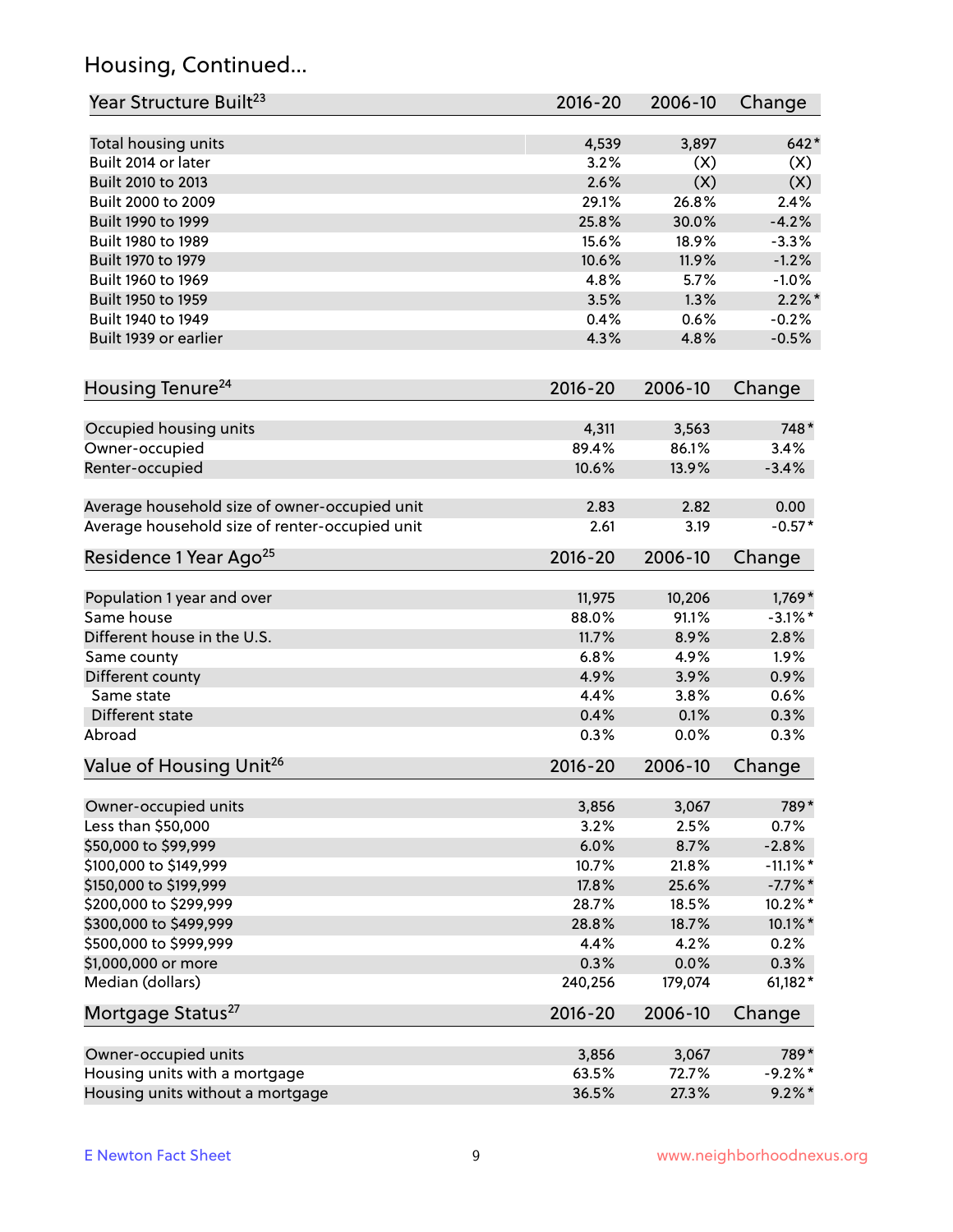## Housing, Continued...

| Year Structure Built[23] | 2016-20 | 2006-10 | Change |
|---|---|---|---|
| Total housing units | 4,539 | 3,897 | 642* |
| Built 2014 or later | 3.2% | (X) | (X) |
| Built 2010 to 2013 | 2.6% | (X) | (X) |
| Built 2000 to 2009 | 29.1% | 26.8% | 2.4% |
| Built 1990 to 1999 | 25.8% | 30.0% | -4.2% |
| Built 1980 to 1989 | 15.6% | 18.9% | -3.3% |
| Built 1970 to 1979 | 10.6% | 11.9% | -1.2% |
| Built 1960 to 1969 | 4.8% | 5.7% | -1.0% |
| Built 1950 to 1959 | 3.5% | 1.3% | 2.2%* |
| Built 1940 to 1949 | 0.4% | 0.6% | -0.2% |
| Built 1939 or earlier | 4.3% | 4.8% | -0.5% |

| Housing Tenure[24] | 2016-20 | 2006-10 | Change |
|---|---|---|---|
| Occupied housing units | 4,311 | 3,563 | 748* |
| Owner-occupied | 89.4% | 86.1% | 3.4% |
| Renter-occupied | 10.6% | 13.9% | -3.4% |
| Average household size of owner-occupied unit | 2.83 | 2.82 | 0.00 |
| Average household size of renter-occupied unit | 2.61 | 3.19 | -0.57* |

| Residence 1 Year Ago[25] | 2016-20 | 2006-10 | Change |
|---|---|---|---|
| Population 1 year and over | 11,975 | 10,206 | 1,769* |
| Same house | 88.0% | 91.1% | -3.1%* |
| Different house in the U.S. | 11.7% | 8.9% | 2.8% |
| Same county | 6.8% | 4.9% | 1.9% |
| Different county | 4.9% | 3.9% | 0.9% |
| Same state | 4.4% | 3.8% | 0.6% |
| Different state | 0.4% | 0.1% | 0.3% |
| Abroad | 0.3% | 0.0% | 0.3% |

| Value of Housing Unit[26] | 2016-20 | 2006-10 | Change |
|---|---|---|---|
| Owner-occupied units | 3,856 | 3,067 | 789* |
| Less than $50,000 | 3.2% | 2.5% | 0.7% |
| $50,000 to $99,999 | 6.0% | 8.7% | -2.8% |
| $100,000 to $149,999 | 10.7% | 21.8% | -11.1%* |
| $150,000 to $199,999 | 17.8% | 25.6% | -7.7%* |
| $200,000 to $299,999 | 28.7% | 18.5% | 10.2%* |
| $300,000 to $499,999 | 28.8% | 18.7% | 10.1%* |
| $500,000 to $999,999 | 4.4% | 4.2% | 0.2% |
| $1,000,000 or more | 0.3% | 0.0% | 0.3% |
| Median (dollars) | 240,256 | 179,074 | 61,182* |

| Mortgage Status[27] | 2016-20 | 2006-10 | Change |
|---|---|---|---|
| Owner-occupied units | 3,856 | 3,067 | 789* |
| Housing units with a mortgage | 63.5% | 72.7% | -9.2%* |
| Housing units without a mortgage | 36.5% | 27.3% | 9.2%* |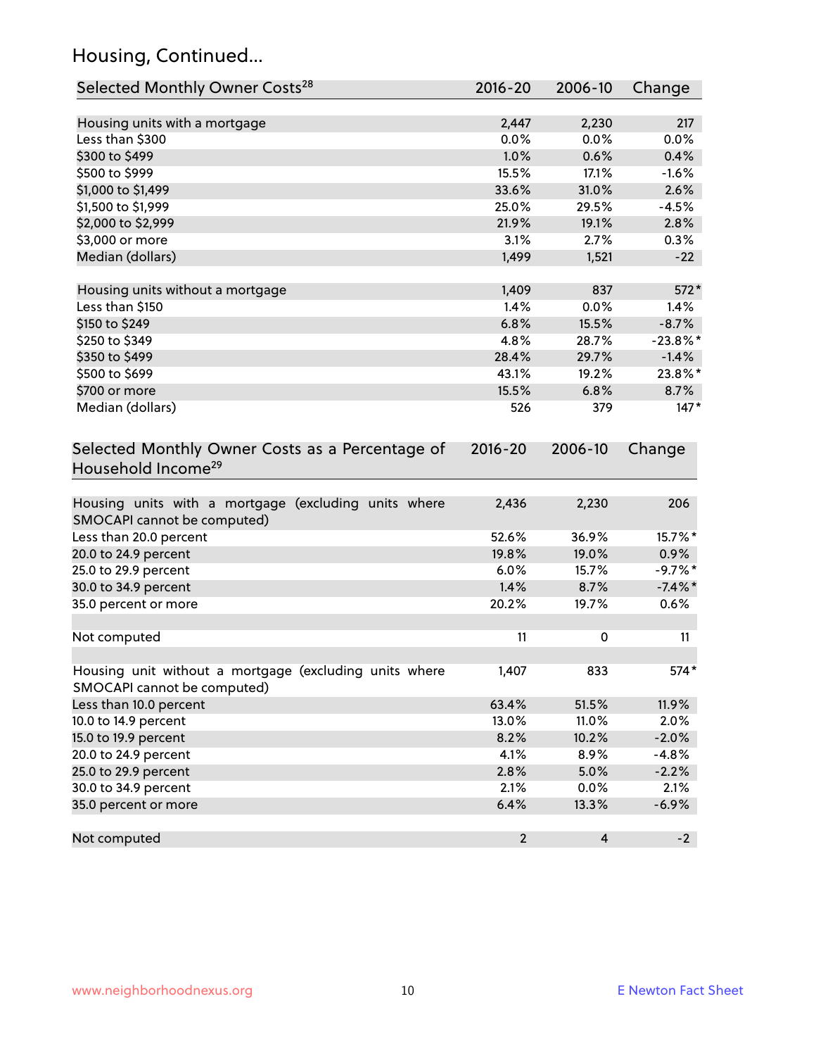## Housing, Continued...

| Selected Monthly Owner Costs[28] | 2016-20 | 2006-10 | Change |
|---|---|---|---|
| Housing units with a mortgage | 2,447 | 2,230 | 217 |
| Less than $300 | 0.0% | 0.0% | 0.0% |
| $300 to $499 | 1.0% | 0.6% | 0.4% |
| $500 to $999 | 15.5% | 17.1% | -1.6% |
| $1,000 to $1,499 | 33.6% | 31.0% | 2.6% |
| $1,500 to $1,999 | 25.0% | 29.5% | -4.5% |
| $2,000 to $2,999 | 21.9% | 19.1% | 2.8% |
| $3,000 or more | 3.1% | 2.7% | 0.3% |
| Median (dollars) | 1,499 | 1,521 | -22 |
| | | | |
| Housing units without a mortgage | 1,409 | 837 | 572* |
| Less than $150 | 1.4% | 0.0% | 1.4% |
| $150 to $249 | 6.8% | 15.5% | -8.7% |
| $250 to $349 | 4.8% | 28.7% | -23.8%* |
| $350 to $499 | 28.4% | 29.7% | -1.4% |
| $500 to $699 | 43.1% | 19.2% | 23.8%* |
| $700 or more | 15.5% | 6.8% | 8.7% |
| Median (dollars) | 526 | 379 | 147* |

| Selected Monthly Owner Costs as a Percentage of Household Income[29] | 2016-20 | 2006-10 | Change |
|---|---|---|---|
| Housing units with a mortgage (excluding units where SMOCAPI cannot be computed) | 2,436 | 2,230 | 206 |
| Less than 20.0 percent | 52.6% | 36.9% | 15.7%* |
| 20.0 to 24.9 percent | 19.8% | 19.0% | 0.9% |
| 25.0 to 29.9 percent | 6.0% | 15.7% | -9.7%* |
| 30.0 to 34.9 percent | 1.4% | 8.7% | -7.4%* |
| 35.0 percent or more | 20.2% | 19.7% | 0.6% |
| | | | |
| Not computed | 11 | 0 | 11 |
| | | | |
| Housing unit without a mortgage (excluding units where SMOCAPI cannot be computed) | 1,407 | 833 | 574* |
| Less than 10.0 percent | 63.4% | 51.5% | 11.9% |
| 10.0 to 14.9 percent | 13.0% | 11.0% | 2.0% |
| 15.0 to 19.9 percent | 8.2% | 10.2% | -2.0% |
| 20.0 to 24.9 percent | 4.1% | 8.9% | -4.8% |
| 25.0 to 29.9 percent | 2.8% | 5.0% | -2.2% |
| 30.0 to 34.9 percent | 2.1% | 0.0% | 2.1% |
| 35.0 percent or more | 6.4% | 13.3% | -6.9% |
| | | | |
| Not computed | 2 | 4 | -2 |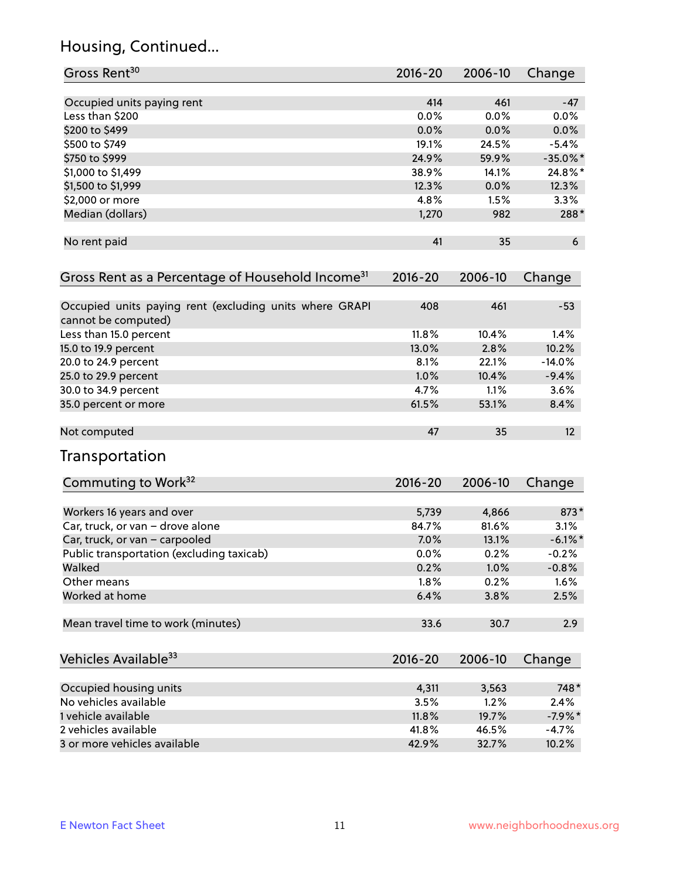## Housing, Continued...

| Gross Rent[30] | 2016-20 | 2006-10 | Change |
|---|---|---|---|
| Occupied units paying rent | 414 | 461 | -47 |
| Less than $200 | 0.0% | 0.0% | 0.0% |
| $200 to $499 | 0.0% | 0.0% | 0.0% |
| $500 to $749 | 19.1% | 24.5% | -5.4% |
| $750 to $999 | 24.9% | 59.9% | -35.0%* |
| $1,000 to $1,499 | 38.9% | 14.1% | 24.8%* |
| $1,500 to $1,999 | 12.3% | 0.0% | 12.3% |
| $2,000 or more | 4.8% | 1.5% | 3.3% |
| Median (dollars) | 1,270 | 982 | 288* |
| No rent paid | 41 | 35 | 6 |

| Gross Rent as a Percentage of Household Income[31] | 2016-20 | 2006-10 | Change |
|---|---|---|---|
| Occupied units paying rent (excluding units where GRAPI cannot be computed) | 408 | 461 | -53 |
| Less than 15.0 percent | 11.8% | 10.4% | 1.4% |
| 15.0 to 19.9 percent | 13.0% | 2.8% | 10.2% |
| 20.0 to 24.9 percent | 8.1% | 22.1% | -14.0% |
| 25.0 to 29.9 percent | 1.0% | 10.4% | -9.4% |
| 30.0 to 34.9 percent | 4.7% | 1.1% | 3.6% |
| 35.0 percent or more | 61.5% | 53.1% | 8.4% |
| Not computed | 47 | 35 | 12 |

## Transportation

| Commuting to Work[32] | 2016-20 | 2006-10 | Change |
|---|---|---|---|
| Workers 16 years and over | 5,739 | 4,866 | 873* |
| Car, truck, or van – drove alone | 84.7% | 81.6% | 3.1% |
| Car, truck, or van – carpooled | 7.0% | 13.1% | -6.1%* |
| Public transportation (excluding taxicab) | 0.0% | 0.2% | -0.2% |
| Walked | 0.2% | 1.0% | -0.8% |
| Other means | 1.8% | 0.2% | 1.6% |
| Worked at home | 6.4% | 3.8% | 2.5% |
| Mean travel time to work (minutes) | 33.6 | 30.7 | 2.9 |

| Vehicles Available[33] | 2016-20 | 2006-10 | Change |
|---|---|---|---|
| Occupied housing units | 4,311 | 3,563 | 748* |
| No vehicles available | 3.5% | 1.2% | 2.4% |
| 1 vehicle available | 11.8% | 19.7% | -7.9%* |
| 2 vehicles available | 41.8% | 46.5% | -4.7% |
| 3 or more vehicles available | 42.9% | 32.7% | 10.2% |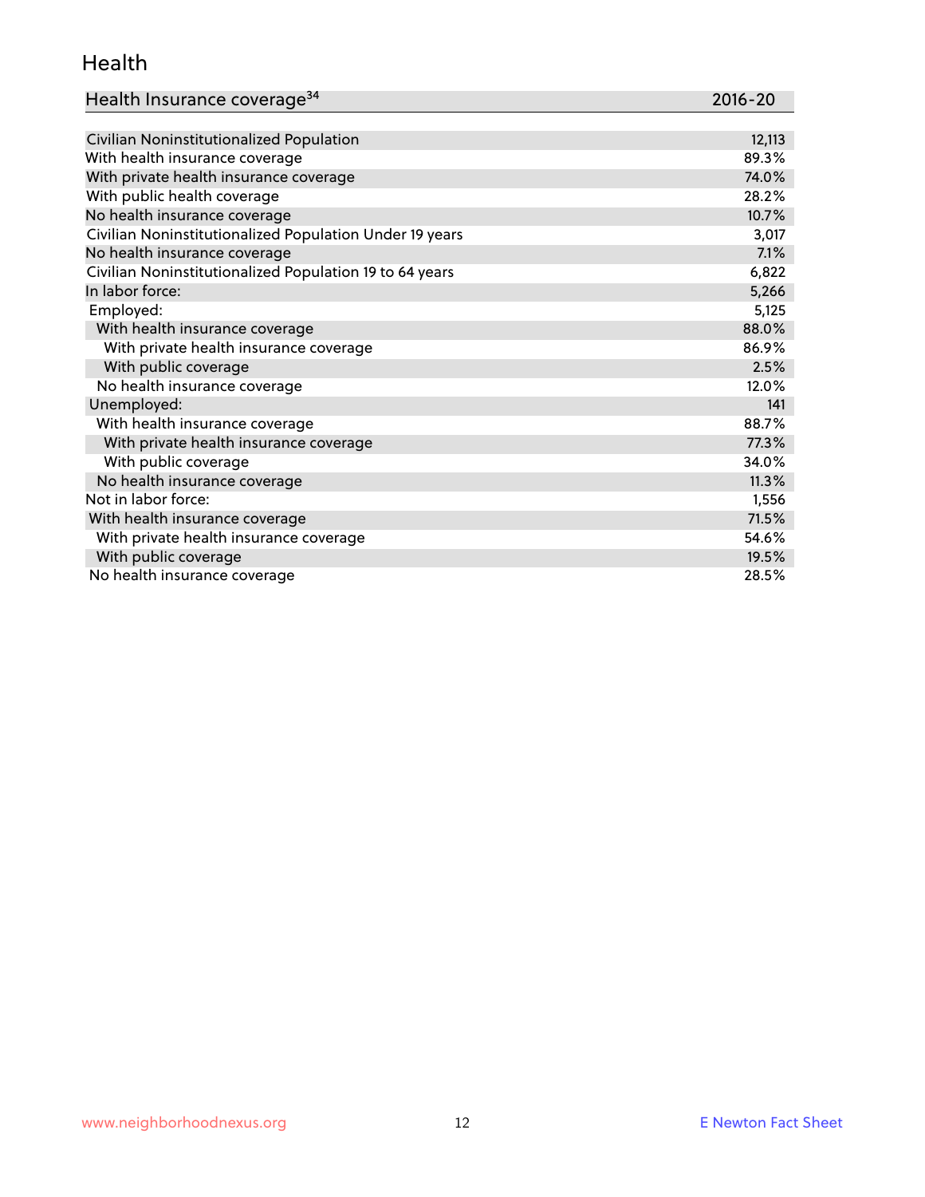## Health

| Health Insurance coverage[34] | 2016-20 |
|---|---|
| Civilian Noninstitutionalized Population | 12,113 |
| With health insurance coverage | 89.3% |
| With private health insurance coverage | 74.0% |
| With public health coverage | 28.2% |
| No health insurance coverage | 10.7% |
| Civilian Noninstitutionalized Population Under 19 years | 3,017 |
| No health insurance coverage | 7.1% |
| Civilian Noninstitutionalized Population 19 to 64 years | 6,822 |
| In labor force: | 5,266 |
| Employed: | 5,125 |
| With health insurance coverage | 88.0% |
| With private health insurance coverage | 86.9% |
| With public coverage | 2.5% |
| No health insurance coverage | 12.0% |
| Unemployed: | 141 |
| With health insurance coverage | 88.7% |
| With private health insurance coverage | 77.3% |
| With public coverage | 34.0% |
| No health insurance coverage | 11.3% |
| Not in labor force: | 1,556 |
| With health insurance coverage | 71.5% |
| With private health insurance coverage | 54.6% |
| With public coverage | 19.5% |
| No health insurance coverage | 28.5% |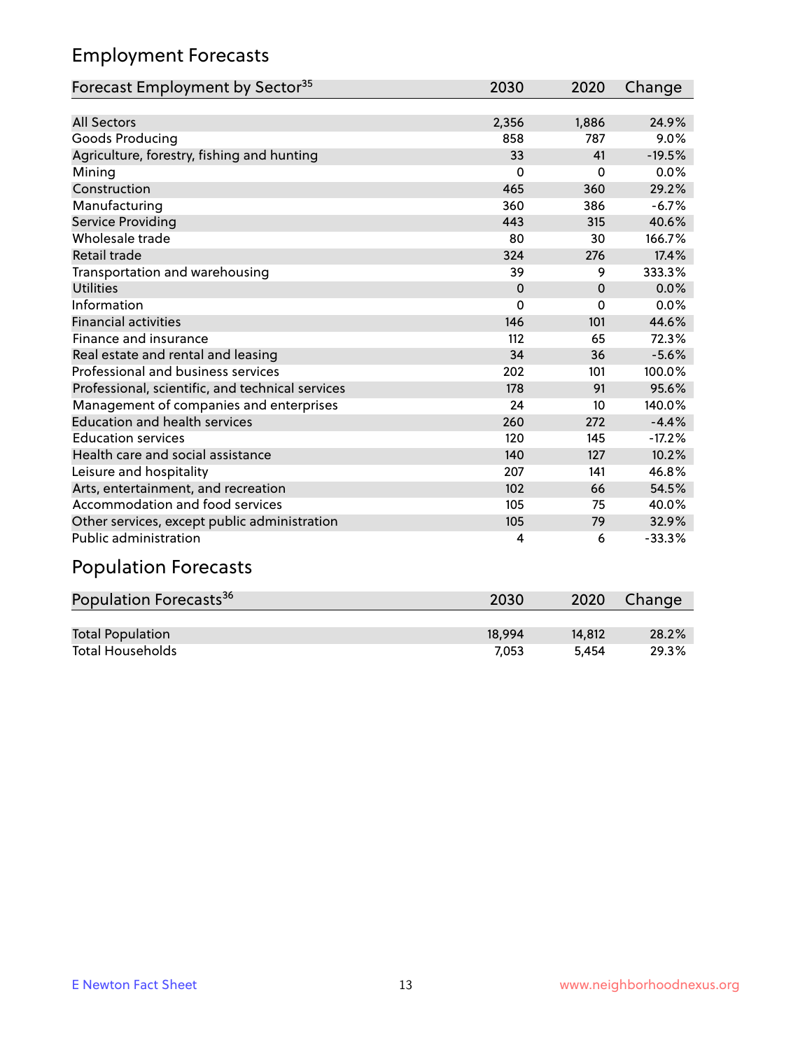## Employment Forecasts

| Forecast Employment by Sector[35] | 2030 | 2020 | Change |
|---|---|---|---|
| All Sectors | 2,356 | 1,886 | 24.9% |
| Goods Producing | 858 | 787 | 9.0% |
| Agriculture, forestry, fishing and hunting | 33 | 41 | -19.5% |
| Mining | 0 | 0 | 0.0% |
| Construction | 465 | 360 | 29.2% |
| Manufacturing | 360 | 386 | -6.7% |
| Service Providing | 443 | 315 | 40.6% |
| Wholesale trade | 80 | 30 | 166.7% |
| Retail trade | 324 | 276 | 17.4% |
| Transportation and warehousing | 39 | 9 | 333.3% |
| Utilities | 0 | 0 | 0.0% |
| Information | 0 | 0 | 0.0% |
| Financial activities | 146 | 101 | 44.6% |
| Finance and insurance | 112 | 65 | 72.3% |
| Real estate and rental and leasing | 34 | 36 | -5.6% |
| Professional and business services | 202 | 101 | 100.0% |
| Professional, scientific, and technical services | 178 | 91 | 95.6% |
| Management of companies and enterprises | 24 | 10 | 140.0% |
| Education and health services | 260 | 272 | -4.4% |
| Education services | 120 | 145 | -17.2% |
| Health care and social assistance | 140 | 127 | 10.2% |
| Leisure and hospitality | 207 | 141 | 46.8% |
| Arts, entertainment, and recreation | 102 | 66 | 54.5% |
| Accommodation and food services | 105 | 75 | 40.0% |
| Other services, except public administration | 105 | 79 | 32.9% |
| Public administration | 4 | 6 | -33.3% |

## Population Forecasts

| Population Forecasts[36] | 2030 | 2020 | Change |
|---|---|---|---|
| Total Population | 18,994 | 14,812 | 28.2% |
| Total Households | 7,053 | 5,454 | 29.3% |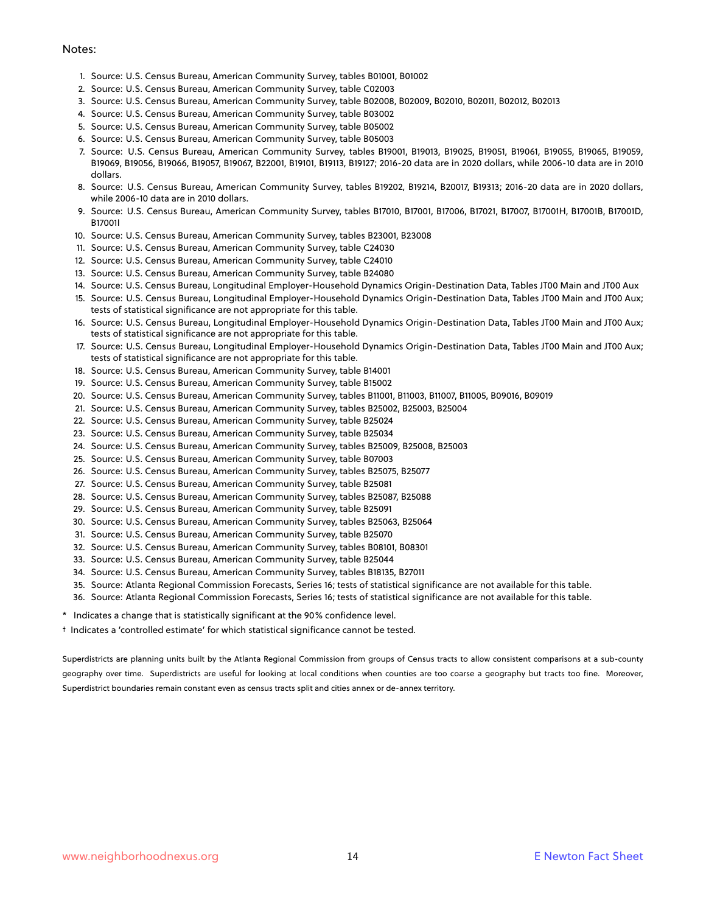Notes:

1. Source: U.S. Census Bureau, American Community Survey, tables B01001, B01002
2. Source: U.S. Census Bureau, American Community Survey, table C02003
3. Source: U.S. Census Bureau, American Community Survey, table B02008, B02009, B02010, B02011, B02012, B02013
4. Source: U.S. Census Bureau, American Community Survey, table B03002
5. Source: U.S. Census Bureau, American Community Survey, table B05002
6. Source: U.S. Census Bureau, American Community Survey, table B05003
7. Source: U.S. Census Bureau, American Community Survey, tables B19001, B19013, B19025, B19051, B19061, B19055, B19065, B19059, B19069, B19056, B19066, B19057, B19067, B22001, B19101, B19113, B19127; 2016-20 data are in 2020 dollars, while 2006-10 data are in 2010 dollars.
8. Source: U.S. Census Bureau, American Community Survey, tables B19202, B19214, B20017, B19313; 2016-20 data are in 2020 dollars, while 2006-10 data are in 2010 dollars.
9. Source: U.S. Census Bureau, American Community Survey, tables B17010, B17001, B17006, B17021, B17007, B17001H, B17001B, B17001D, B17001I
10. Source: U.S. Census Bureau, American Community Survey, tables B23001, B23008
11. Source: U.S. Census Bureau, American Community Survey, table C24030
12. Source: U.S. Census Bureau, American Community Survey, table C24010
13. Source: U.S. Census Bureau, American Community Survey, table B24080
14. Source: U.S. Census Bureau, Longitudinal Employer-Household Dynamics Origin-Destination Data, Tables JT00 Main and JT00 Aux
15. Source: U.S. Census Bureau, Longitudinal Employer-Household Dynamics Origin-Destination Data, Tables JT00 Main and JT00 Aux; tests of statistical significance are not appropriate for this table.
16. Source: U.S. Census Bureau, Longitudinal Employer-Household Dynamics Origin-Destination Data, Tables JT00 Main and JT00 Aux; tests of statistical significance are not appropriate for this table.
17. Source: U.S. Census Bureau, Longitudinal Employer-Household Dynamics Origin-Destination Data, Tables JT00 Main and JT00 Aux; tests of statistical significance are not appropriate for this table.
18. Source: U.S. Census Bureau, American Community Survey, table B14001
19. Source: U.S. Census Bureau, American Community Survey, table B15002
20. Source: U.S. Census Bureau, American Community Survey, tables B11001, B11003, B11007, B11005, B09016, B09019
21. Source: U.S. Census Bureau, American Community Survey, tables B25002, B25003, B25004
22. Source: U.S. Census Bureau, American Community Survey, table B25024
23. Source: U.S. Census Bureau, American Community Survey, table B25034
24. Source: U.S. Census Bureau, American Community Survey, tables B25009, B25008, B25003
25. Source: U.S. Census Bureau, American Community Survey, table B07003
26. Source: U.S. Census Bureau, American Community Survey, tables B25075, B25077
27. Source: U.S. Census Bureau, American Community Survey, table B25081
28. Source: U.S. Census Bureau, American Community Survey, tables B25087, B25088
29. Source: U.S. Census Bureau, American Community Survey, table B25091
30. Source: U.S. Census Bureau, American Community Survey, tables B25063, B25064
31. Source: U.S. Census Bureau, American Community Survey, table B25070
32. Source: U.S. Census Bureau, American Community Survey, tables B08101, B08301
33. Source: U.S. Census Bureau, American Community Survey, table B25044
34. Source: U.S. Census Bureau, American Community Survey, tables B18135, B27011
35. Source: Atlanta Regional Commission Forecasts, Series 16; tests of statistical significance are not available for this table.
36. Source: Atlanta Regional Commission Forecasts, Series 16; tests of statistical significance are not available for this table.

\* Indicates a change that is statistically significant at the 90% confidence level.

† Indicates a 'controlled estimate' for which statistical significance cannot be tested.

Superdistricts are planning units built by the Atlanta Regional Commission from groups of Census tracts to allow consistent comparisons at a sub-county geography over time. Superdistricts are useful for looking at local conditions when counties are too coarse a geography but tracts too fine. Moreover, Superdistrict boundaries remain constant even as census tracts split and cities annex or de-annex territory.